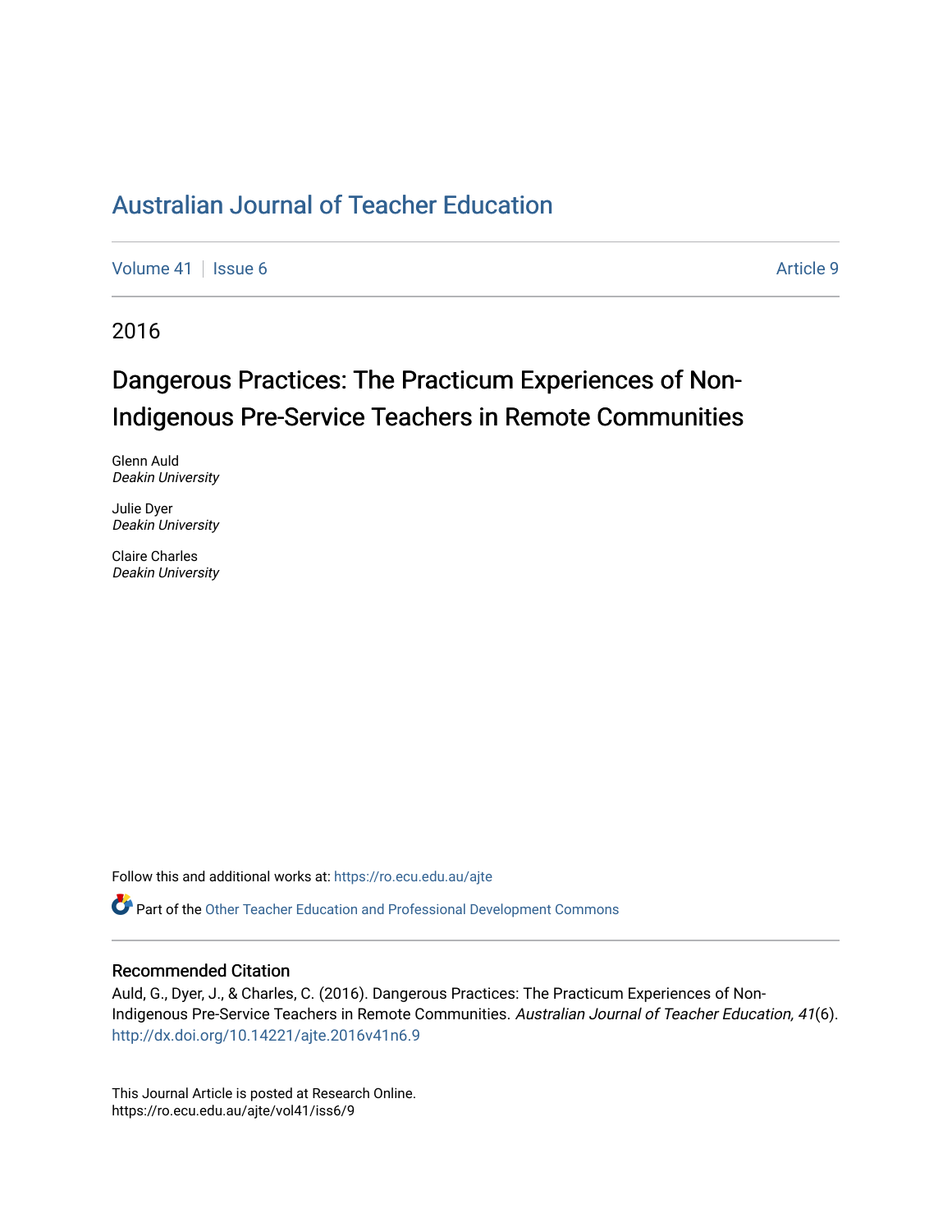# Australian Journal of Teacher Education

Volume 41 | Issue 6 | Article 9

2016

## Dangerous Practices: The Practicum Experiences of Non-Indigenous Pre-Service Teachers in Remote Communities

Glenn Auld
*Deakin University*

Julie Dyer
*Deakin University*

Claire Charles
*Deakin University*

Follow this and additional works at: https://ro.ecu.edu.au/ajte

Part of the Other Teacher Education and Professional Development Commons

### Recommended Citation

Auld, G., Dyer, J., & Charles, C. (2016). Dangerous Practices: The Practicum Experiences of Non-Indigenous Pre-Service Teachers in Remote Communities. *Australian Journal of Teacher Education, 41*(6). http://dx.doi.org/10.14221/ajte.2016v41n6.9

This Journal Article is posted at Research Online.
https://ro.ecu.edu.au/ajte/vol41/iss6/9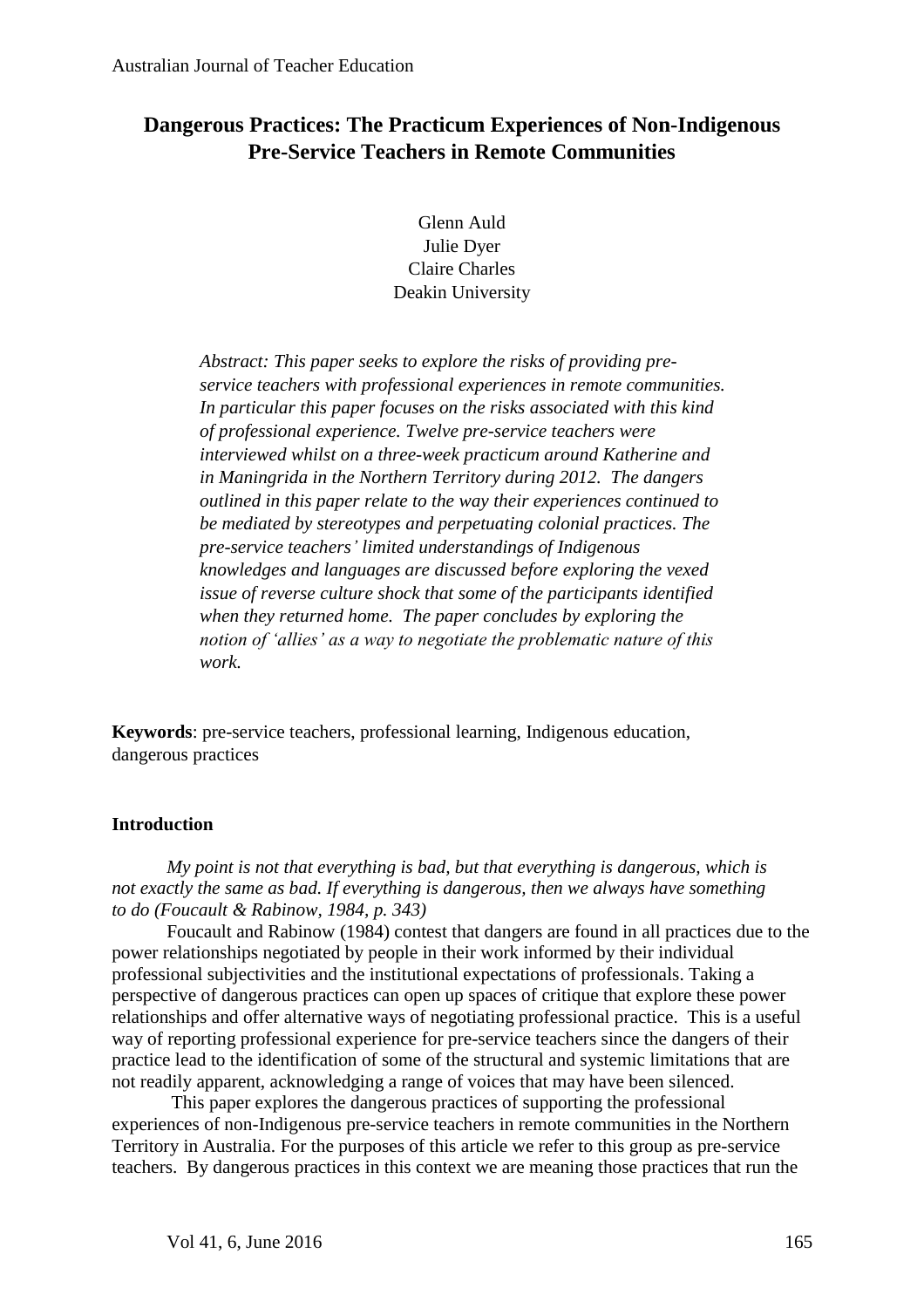# Dangerous Practices: The Practicum Experiences of Non-Indigenous Pre-Service Teachers in Remote Communities

Glenn Auld
Julie Dyer
Claire Charles
Deakin University

*Abstract: This paper seeks to explore the risks of providing pre-service teachers with professional experiences in remote communities. In particular this paper focuses on the risks associated with this kind of professional experience. Twelve pre-service teachers were interviewed whilst on a three-week practicum around Katherine and in Maningrida in the Northern Territory during 2012. The dangers outlined in this paper relate to the way their experiences continued to be mediated by stereotypes and perpetuating colonial practices. The pre-service teachers' limited understandings of Indigenous knowledges and languages are discussed before exploring the vexed issue of reverse culture shock that some of the participants identified when they returned home. The paper concludes by exploring the notion of 'allies' as a way to negotiate the problematic nature of this work.*

**Keywords**: pre-service teachers, professional learning, Indigenous education, dangerous practices

## Introduction

*My point is not that everything is bad, but that everything is dangerous, which is not exactly the same as bad. If everything is dangerous, then we always have something to do (Foucault & Rabinow, 1984, p. 343)*

Foucault and Rabinow (1984) contest that dangers are found in all practices due to the power relationships negotiated by people in their work informed by their individual professional subjectivities and the institutional expectations of professionals. Taking a perspective of dangerous practices can open up spaces of critique that explore these power relationships and offer alternative ways of negotiating professional practice. This is a useful way of reporting professional experience for pre-service teachers since the dangers of their practice lead to the identification of some of the structural and systemic limitations that are not readily apparent, acknowledging a range of voices that may have been silenced.

This paper explores the dangerous practices of supporting the professional experiences of non-Indigenous pre-service teachers in remote communities in the Northern Territory in Australia. For the purposes of this article we refer to this group as pre-service teachers. By dangerous practices in this context we are meaning those practices that run the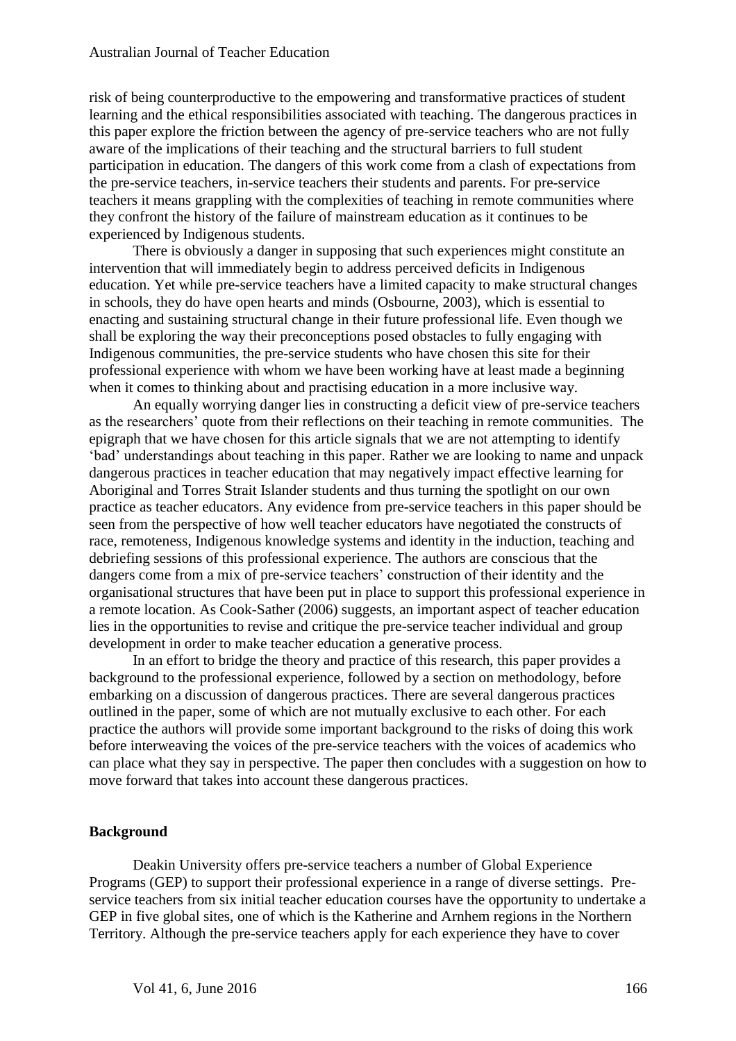risk of being counterproductive to the empowering and transformative practices of student learning and the ethical responsibilities associated with teaching. The dangerous practices in this paper explore the friction between the agency of pre-service teachers who are not fully aware of the implications of their teaching and the structural barriers to full student participation in education. The dangers of this work come from a clash of expectations from the pre-service teachers, in-service teachers their students and parents. For pre-service teachers it means grappling with the complexities of teaching in remote communities where they confront the history of the failure of mainstream education as it continues to be experienced by Indigenous students.

There is obviously a danger in supposing that such experiences might constitute an intervention that will immediately begin to address perceived deficits in Indigenous education. Yet while pre-service teachers have a limited capacity to make structural changes in schools, they do have open hearts and minds (Osbourne, 2003), which is essential to enacting and sustaining structural change in their future professional life. Even though we shall be exploring the way their preconceptions posed obstacles to fully engaging with Indigenous communities, the pre-service students who have chosen this site for their professional experience with whom we have been working have at least made a beginning when it comes to thinking about and practising education in a more inclusive way.

An equally worrying danger lies in constructing a deficit view of pre-service teachers as the researchers' quote from their reflections on their teaching in remote communities. The epigraph that we have chosen for this article signals that we are not attempting to identify 'bad' understandings about teaching in this paper. Rather we are looking to name and unpack dangerous practices in teacher education that may negatively impact effective learning for Aboriginal and Torres Strait Islander students and thus turning the spotlight on our own practice as teacher educators. Any evidence from pre-service teachers in this paper should be seen from the perspective of how well teacher educators have negotiated the constructs of race, remoteness, Indigenous knowledge systems and identity in the induction, teaching and debriefing sessions of this professional experience. The authors are conscious that the dangers come from a mix of pre-service teachers' construction of their identity and the organisational structures that have been put in place to support this professional experience in a remote location. As Cook-Sather (2006) suggests, an important aspect of teacher education lies in the opportunities to revise and critique the pre-service teacher individual and group development in order to make teacher education a generative process.

In an effort to bridge the theory and practice of this research, this paper provides a background to the professional experience, followed by a section on methodology, before embarking on a discussion of dangerous practices. There are several dangerous practices outlined in the paper, some of which are not mutually exclusive to each other. For each practice the authors will provide some important background to the risks of doing this work before interweaving the voices of the pre-service teachers with the voices of academics who can place what they say in perspective. The paper then concludes with a suggestion on how to move forward that takes into account these dangerous practices.

## Background

Deakin University offers pre-service teachers a number of Global Experience Programs (GEP) to support their professional experience in a range of diverse settings. Pre-service teachers from six initial teacher education courses have the opportunity to undertake a GEP in five global sites, one of which is the Katherine and Arnhem regions in the Northern Territory. Although the pre-service teachers apply for each experience they have to cover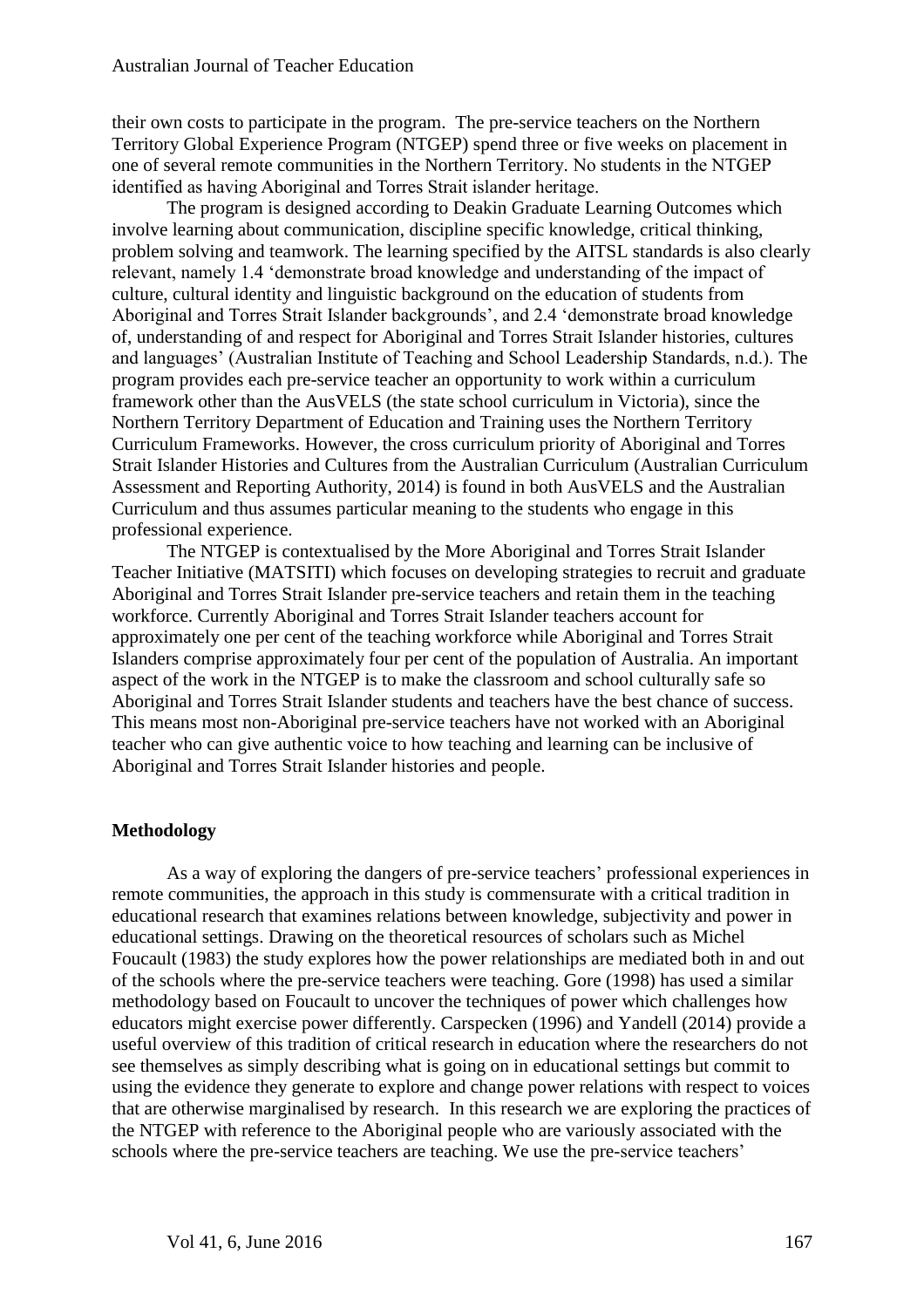their own costs to participate in the program. The pre-service teachers on the Northern Territory Global Experience Program (NTGEP) spend three or five weeks on placement in one of several remote communities in the Northern Territory. No students in the NTGEP identified as having Aboriginal and Torres Strait islander heritage.

The program is designed according to Deakin Graduate Learning Outcomes which involve learning about communication, discipline specific knowledge, critical thinking, problem solving and teamwork. The learning specified by the AITSL standards is also clearly relevant, namely 1.4 'demonstrate broad knowledge and understanding of the impact of culture, cultural identity and linguistic background on the education of students from Aboriginal and Torres Strait Islander backgrounds', and 2.4 'demonstrate broad knowledge of, understanding of and respect for Aboriginal and Torres Strait Islander histories, cultures and languages' (Australian Institute of Teaching and School Leadership Standards, n.d.). The program provides each pre-service teacher an opportunity to work within a curriculum framework other than the AusVELS (the state school curriculum in Victoria), since the Northern Territory Department of Education and Training uses the Northern Territory Curriculum Frameworks. However, the cross curriculum priority of Aboriginal and Torres Strait Islander Histories and Cultures from the Australian Curriculum (Australian Curriculum Assessment and Reporting Authority, 2014) is found in both AusVELS and the Australian Curriculum and thus assumes particular meaning to the students who engage in this professional experience.

The NTGEP is contextualised by the More Aboriginal and Torres Strait Islander Teacher Initiative (MATSITI) which focuses on developing strategies to recruit and graduate Aboriginal and Torres Strait Islander pre-service teachers and retain them in the teaching workforce. Currently Aboriginal and Torres Strait Islander teachers account for approximately one per cent of the teaching workforce while Aboriginal and Torres Strait Islanders comprise approximately four per cent of the population of Australia. An important aspect of the work in the NTGEP is to make the classroom and school culturally safe so Aboriginal and Torres Strait Islander students and teachers have the best chance of success. This means most non-Aboriginal pre-service teachers have not worked with an Aboriginal teacher who can give authentic voice to how teaching and learning can be inclusive of Aboriginal and Torres Strait Islander histories and people.

## Methodology

As a way of exploring the dangers of pre-service teachers' professional experiences in remote communities, the approach in this study is commensurate with a critical tradition in educational research that examines relations between knowledge, subjectivity and power in educational settings. Drawing on the theoretical resources of scholars such as Michel Foucault (1983) the study explores how the power relationships are mediated both in and out of the schools where the pre-service teachers were teaching. Gore (1998) has used a similar methodology based on Foucault to uncover the techniques of power which challenges how educators might exercise power differently. Carspecken (1996) and Yandell (2014) provide a useful overview of this tradition of critical research in education where the researchers do not see themselves as simply describing what is going on in educational settings but commit to using the evidence they generate to explore and change power relations with respect to voices that are otherwise marginalised by research. In this research we are exploring the practices of the NTGEP with reference to the Aboriginal people who are variously associated with the schools where the pre-service teachers are teaching. We use the pre-service teachers'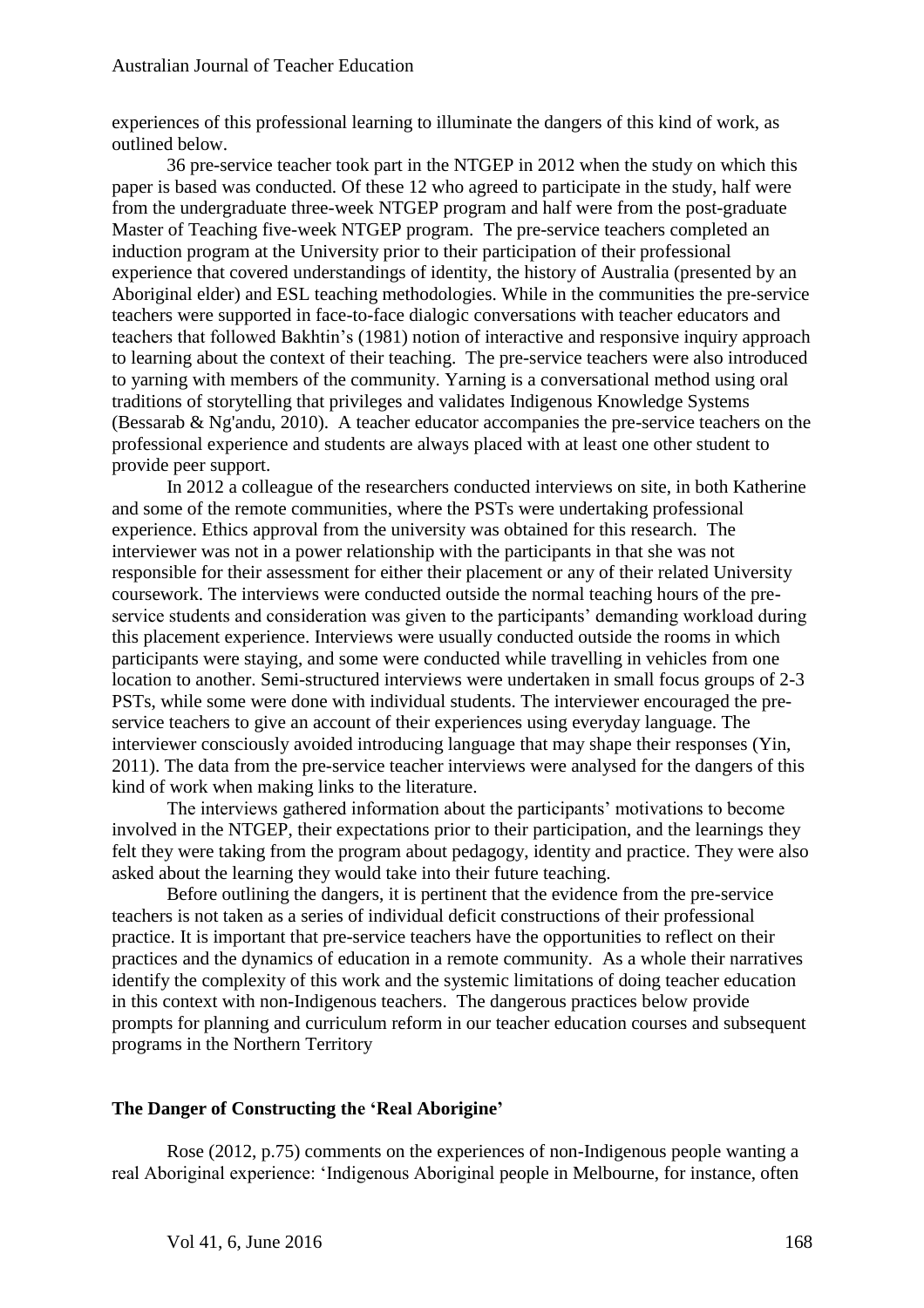experiences of this professional learning to illuminate the dangers of this kind of work, as outlined below.

36 pre-service teacher took part in the NTGEP in 2012 when the study on which this paper is based was conducted. Of these 12 who agreed to participate in the study, half were from the undergraduate three-week NTGEP program and half were from the post-graduate Master of Teaching five-week NTGEP program. The pre-service teachers completed an induction program at the University prior to their participation of their professional experience that covered understandings of identity, the history of Australia (presented by an Aboriginal elder) and ESL teaching methodologies. While in the communities the pre-service teachers were supported in face-to-face dialogic conversations with teacher educators and teachers that followed Bakhtin's (1981) notion of interactive and responsive inquiry approach to learning about the context of their teaching. The pre-service teachers were also introduced to yarning with members of the community. Yarning is a conversational method using oral traditions of storytelling that privileges and validates Indigenous Knowledge Systems (Bessarab & Ng'andu, 2010). A teacher educator accompanies the pre-service teachers on the professional experience and students are always placed with at least one other student to provide peer support.

In 2012 a colleague of the researchers conducted interviews on site, in both Katherine and some of the remote communities, where the PSTs were undertaking professional experience. Ethics approval from the university was obtained for this research. The interviewer was not in a power relationship with the participants in that she was not responsible for their assessment for either their placement or any of their related University coursework. The interviews were conducted outside the normal teaching hours of the pre-service students and consideration was given to the participants' demanding workload during this placement experience. Interviews were usually conducted outside the rooms in which participants were staying, and some were conducted while travelling in vehicles from one location to another. Semi-structured interviews were undertaken in small focus groups of 2-3 PSTs, while some were done with individual students. The interviewer encouraged the pre-service teachers to give an account of their experiences using everyday language. The interviewer consciously avoided introducing language that may shape their responses (Yin, 2011). The data from the pre-service teacher interviews were analysed for the dangers of this kind of work when making links to the literature.

The interviews gathered information about the participants' motivations to become involved in the NTGEP, their expectations prior to their participation, and the learnings they felt they were taking from the program about pedagogy, identity and practice. They were also asked about the learning they would take into their future teaching.

Before outlining the dangers, it is pertinent that the evidence from the pre-service teachers is not taken as a series of individual deficit constructions of their professional practice. It is important that pre-service teachers have the opportunities to reflect on their practices and the dynamics of education in a remote community. As a whole their narratives identify the complexity of this work and the systemic limitations of doing teacher education in this context with non-Indigenous teachers. The dangerous practices below provide prompts for planning and curriculum reform in our teacher education courses and subsequent programs in the Northern Territory

## The Danger of Constructing the 'Real Aborigine'

Rose (2012, p.75) comments on the experiences of non-Indigenous people wanting a real Aboriginal experience: 'Indigenous Aboriginal people in Melbourne, for instance, often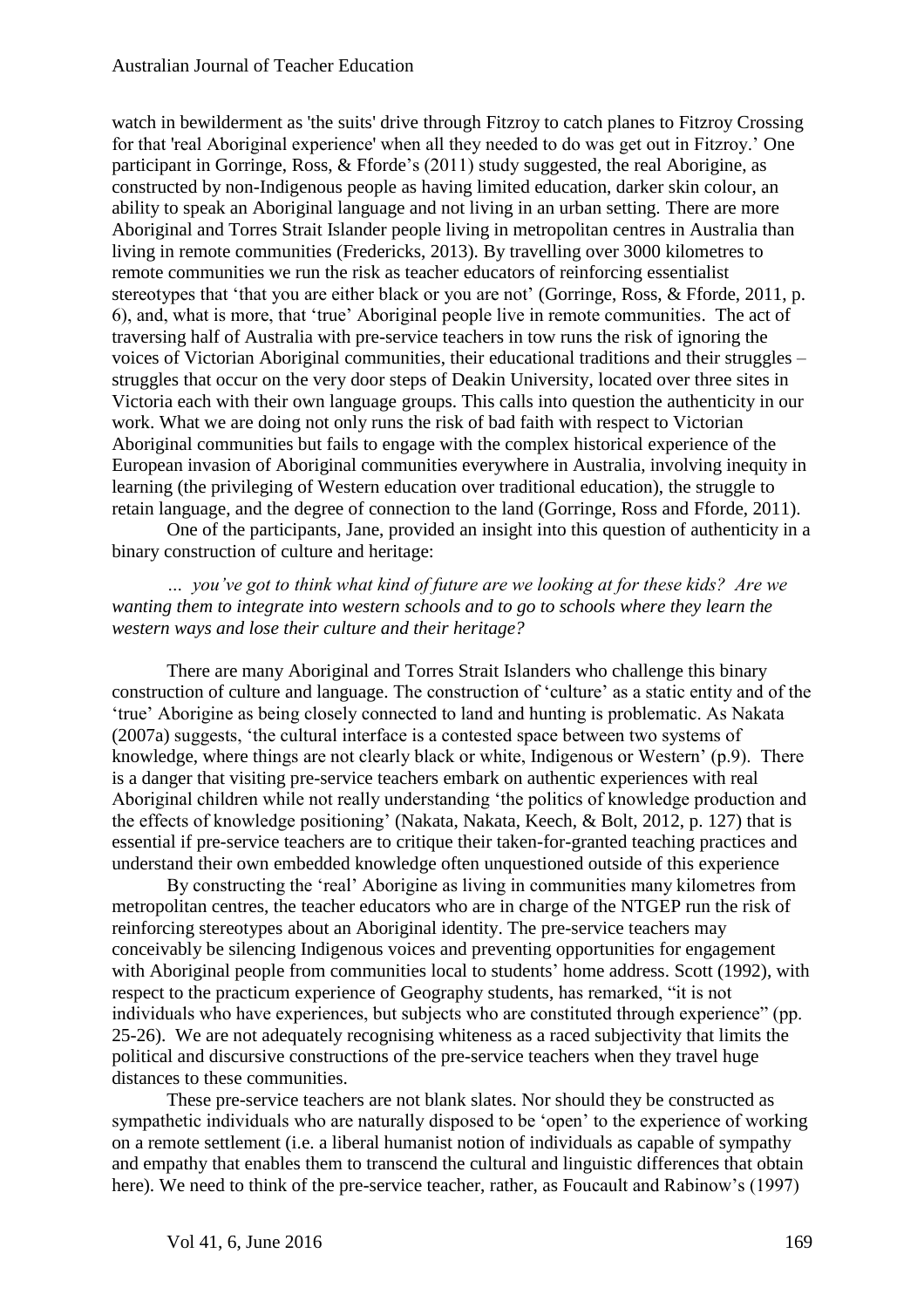watch in bewilderment as 'the suits' drive through Fitzroy to catch planes to Fitzroy Crossing for that 'real Aboriginal experience' when all they needed to do was get out in Fitzroy.' One participant in Gorringe, Ross, & Fforde's (2011) study suggested, the real Aborigine, as constructed by non-Indigenous people as having limited education, darker skin colour, an ability to speak an Aboriginal language and not living in an urban setting. There are more Aboriginal and Torres Strait Islander people living in metropolitan centres in Australia than living in remote communities (Fredericks, 2013). By travelling over 3000 kilometres to remote communities we run the risk as teacher educators of reinforcing essentialist stereotypes that 'that you are either black or you are not' (Gorringe, Ross, & Fforde, 2011, p. 6), and, what is more, that 'true' Aboriginal people live in remote communities. The act of traversing half of Australia with pre-service teachers in tow runs the risk of ignoring the voices of Victorian Aboriginal communities, their educational traditions and their struggles – struggles that occur on the very door steps of Deakin University, located over three sites in Victoria each with their own language groups. This calls into question the authenticity in our work. What we are doing not only runs the risk of bad faith with respect to Victorian Aboriginal communities but fails to engage with the complex historical experience of the European invasion of Aboriginal communities everywhere in Australia, involving inequity in learning (the privileging of Western education over traditional education), the struggle to retain language, and the degree of connection to the land (Gorringe, Ross and Fforde, 2011).

One of the participants, Jane, provided an insight into this question of authenticity in a binary construction of culture and heritage:

> *… you've got to think what kind of future are we looking at for these kids? Are we wanting them to integrate into western schools and to go to schools where they learn the western ways and lose their culture and their heritage?*

There are many Aboriginal and Torres Strait Islanders who challenge this binary construction of culture and language. The construction of 'culture' as a static entity and of the 'true' Aborigine as being closely connected to land and hunting is problematic. As Nakata (2007a) suggests, 'the cultural interface is a contested space between two systems of knowledge, where things are not clearly black or white, Indigenous or Western' (p.9). There is a danger that visiting pre-service teachers embark on authentic experiences with real Aboriginal children while not really understanding 'the politics of knowledge production and the effects of knowledge positioning' (Nakata, Nakata, Keech, & Bolt, 2012, p. 127) that is essential if pre-service teachers are to critique their taken-for-granted teaching practices and understand their own embedded knowledge often unquestioned outside of this experience

By constructing the 'real' Aborigine as living in communities many kilometres from metropolitan centres, the teacher educators who are in charge of the NTGEP run the risk of reinforcing stereotypes about an Aboriginal identity. The pre-service teachers may conceivably be silencing Indigenous voices and preventing opportunities for engagement with Aboriginal people from communities local to students' home address. Scott (1992), with respect to the practicum experience of Geography students, has remarked, "it is not individuals who have experiences, but subjects who are constituted through experience" (pp. 25-26). We are not adequately recognising whiteness as a raced subjectivity that limits the political and discursive constructions of the pre-service teachers when they travel huge distances to these communities.

These pre-service teachers are not blank slates. Nor should they be constructed as sympathetic individuals who are naturally disposed to be 'open' to the experience of working on a remote settlement (i.e. a liberal humanist notion of individuals as capable of sympathy and empathy that enables them to transcend the cultural and linguistic differences that obtain here). We need to think of the pre-service teacher, rather, as Foucault and Rabinow's (1997)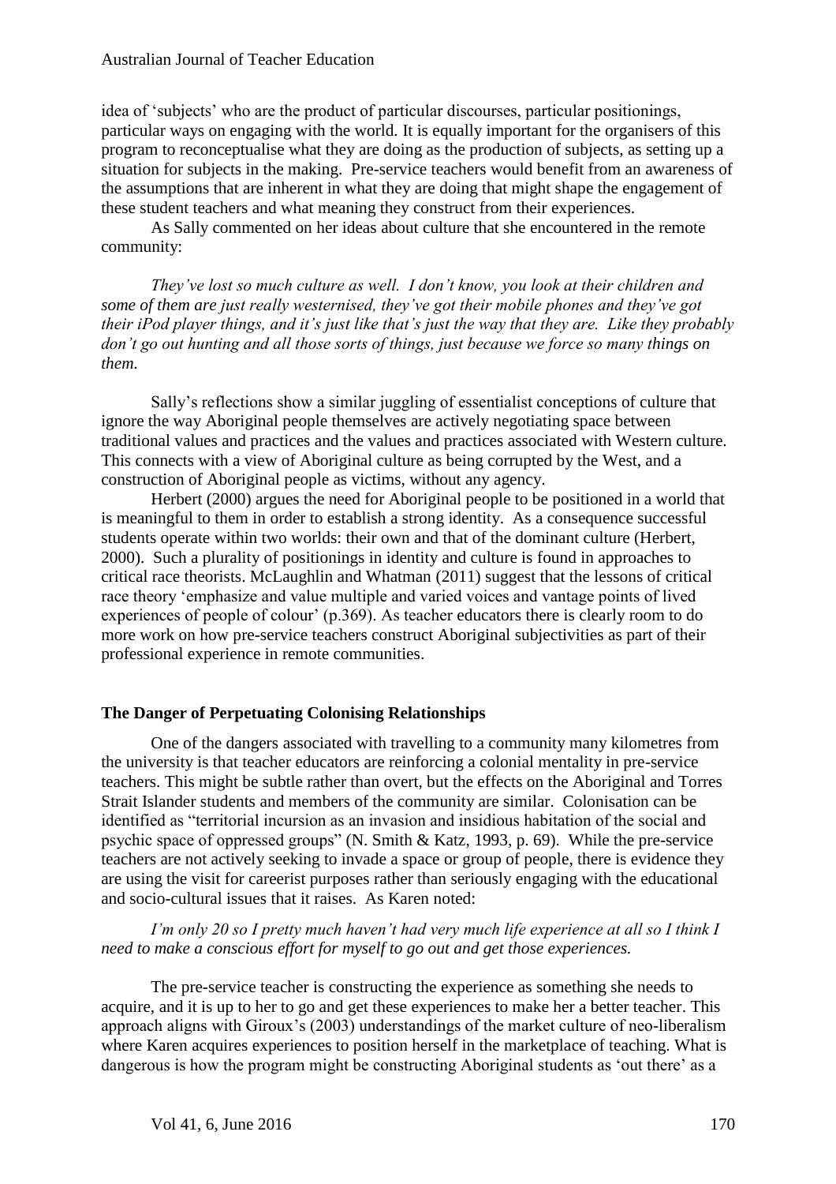idea of 'subjects' who are the product of particular discourses, particular positionings, particular ways on engaging with the world. It is equally important for the organisers of this program to reconceptualise what they are doing as the production of subjects, as setting up a situation for subjects in the making. Pre-service teachers would benefit from an awareness of the assumptions that are inherent in what they are doing that might shape the engagement of these student teachers and what meaning they construct from their experiences.

As Sally commented on her ideas about culture that she encountered in the remote community:

> *They've lost so much culture as well. I don't know, you look at their children and some of them are just really westernised, they've got their mobile phones and they've got their iPod player things, and it's just like that's just the way that they are. Like they probably don't go out hunting and all those sorts of things, just because we force so many things on them.*

Sally's reflections show a similar juggling of essentialist conceptions of culture that ignore the way Aboriginal people themselves are actively negotiating space between traditional values and practices and the values and practices associated with Western culture. This connects with a view of Aboriginal culture as being corrupted by the West, and a construction of Aboriginal people as victims, without any agency.

Herbert (2000) argues the need for Aboriginal people to be positioned in a world that is meaningful to them in order to establish a strong identity. As a consequence successful students operate within two worlds: their own and that of the dominant culture (Herbert, 2000). Such a plurality of positionings in identity and culture is found in approaches to critical race theorists. McLaughlin and Whatman (2011) suggest that the lessons of critical race theory 'emphasize and value multiple and varied voices and vantage points of lived experiences of people of colour' (p.369). As teacher educators there is clearly room to do more work on how pre-service teachers construct Aboriginal subjectivities as part of their professional experience in remote communities.

## The Danger of Perpetuating Colonising Relationships

One of the dangers associated with travelling to a community many kilometres from the university is that teacher educators are reinforcing a colonial mentality in pre-service teachers. This might be subtle rather than overt, but the effects on the Aboriginal and Torres Strait Islander students and members of the community are similar. Colonisation can be identified as "territorial incursion as an invasion and insidious habitation of the social and psychic space of oppressed groups" (N. Smith & Katz, 1993, p. 69). While the pre-service teachers are not actively seeking to invade a space or group of people, there is evidence they are using the visit for careerist purposes rather than seriously engaging with the educational and socio-cultural issues that it raises. As Karen noted:

> *I'm only 20 so I pretty much haven't had very much life experience at all so I think I need to make a conscious effort for myself to go out and get those experiences.*

The pre-service teacher is constructing the experience as something she needs to acquire, and it is up to her to go and get these experiences to make her a better teacher. This approach aligns with Giroux's (2003) understandings of the market culture of neo-liberalism where Karen acquires experiences to position herself in the marketplace of teaching. What is dangerous is how the program might be constructing Aboriginal students as 'out there' as a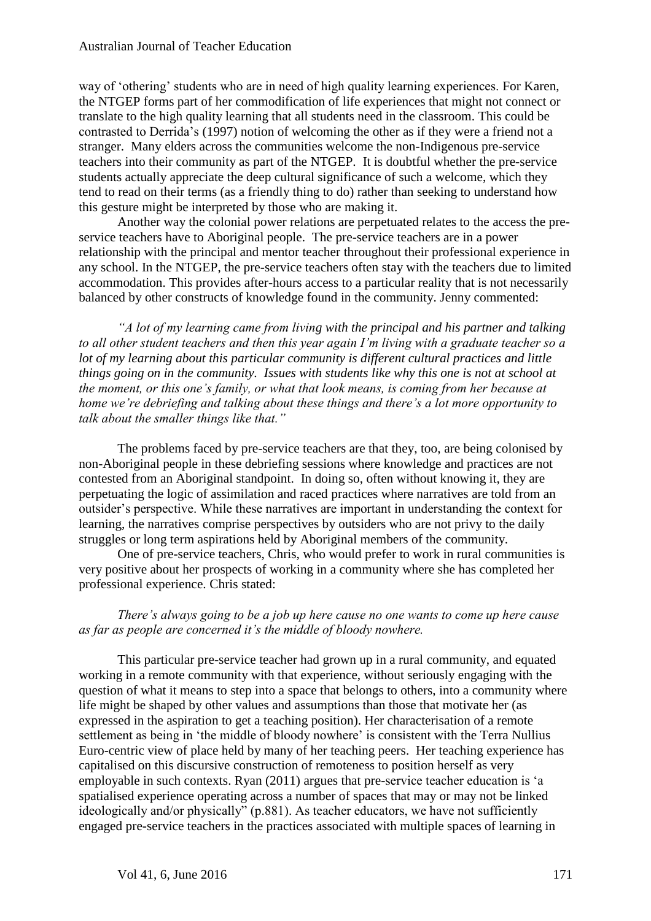way of 'othering' students who are in need of high quality learning experiences. For Karen, the NTGEP forms part of her commodification of life experiences that might not connect or translate to the high quality learning that all students need in the classroom. This could be contrasted to Derrida's (1997) notion of welcoming the other as if they were a friend not a stranger. Many elders across the communities welcome the non-Indigenous pre-service teachers into their community as part of the NTGEP. It is doubtful whether the pre-service students actually appreciate the deep cultural significance of such a welcome, which they tend to read on their terms (as a friendly thing to do) rather than seeking to understand how this gesture might be interpreted by those who are making it.

Another way the colonial power relations are perpetuated relates to the access the pre-service teachers have to Aboriginal people. The pre-service teachers are in a power relationship with the principal and mentor teacher throughout their professional experience in any school. In the NTGEP, the pre-service teachers often stay with the teachers due to limited accommodation. This provides after-hours access to a particular reality that is not necessarily balanced by other constructs of knowledge found in the community. Jenny commented:

> *"A lot of my learning came from living with the principal and his partner and talking to all other student teachers and then this year again I'm living with a graduate teacher so a lot of my learning about this particular community is different cultural practices and little things going on in the community. Issues with students like why this one is not at school at the moment, or this one's family, or what that look means, is coming from her because at home we're debriefing and talking about these things and there's a lot more opportunity to talk about the smaller things like that."*

The problems faced by pre-service teachers are that they, too, are being colonised by non-Aboriginal people in these debriefing sessions where knowledge and practices are not contested from an Aboriginal standpoint. In doing so, often without knowing it, they are perpetuating the logic of assimilation and raced practices where narratives are told from an outsider's perspective. While these narratives are important in understanding the context for learning, the narratives comprise perspectives by outsiders who are not privy to the daily struggles or long term aspirations held by Aboriginal members of the community.

One of pre-service teachers, Chris, who would prefer to work in rural communities is very positive about her prospects of working in a community where she has completed her professional experience. Chris stated:

> *There's always going to be a job up here cause no one wants to come up here cause as far as people are concerned it's the middle of bloody nowhere.*

This particular pre-service teacher had grown up in a rural community, and equated working in a remote community with that experience, without seriously engaging with the question of what it means to step into a space that belongs to others, into a community where life might be shaped by other values and assumptions than those that motivate her (as expressed in the aspiration to get a teaching position). Her characterisation of a remote settlement as being in 'the middle of bloody nowhere' is consistent with the Terra Nullius Euro-centric view of place held by many of her teaching peers. Her teaching experience has capitalised on this discursive construction of remoteness to position herself as very employable in such contexts. Ryan (2011) argues that pre-service teacher education is 'a spatialised experience operating across a number of spaces that may or may not be linked ideologically and/or physically" (p.881). As teacher educators, we have not sufficiently engaged pre-service teachers in the practices associated with multiple spaces of learning in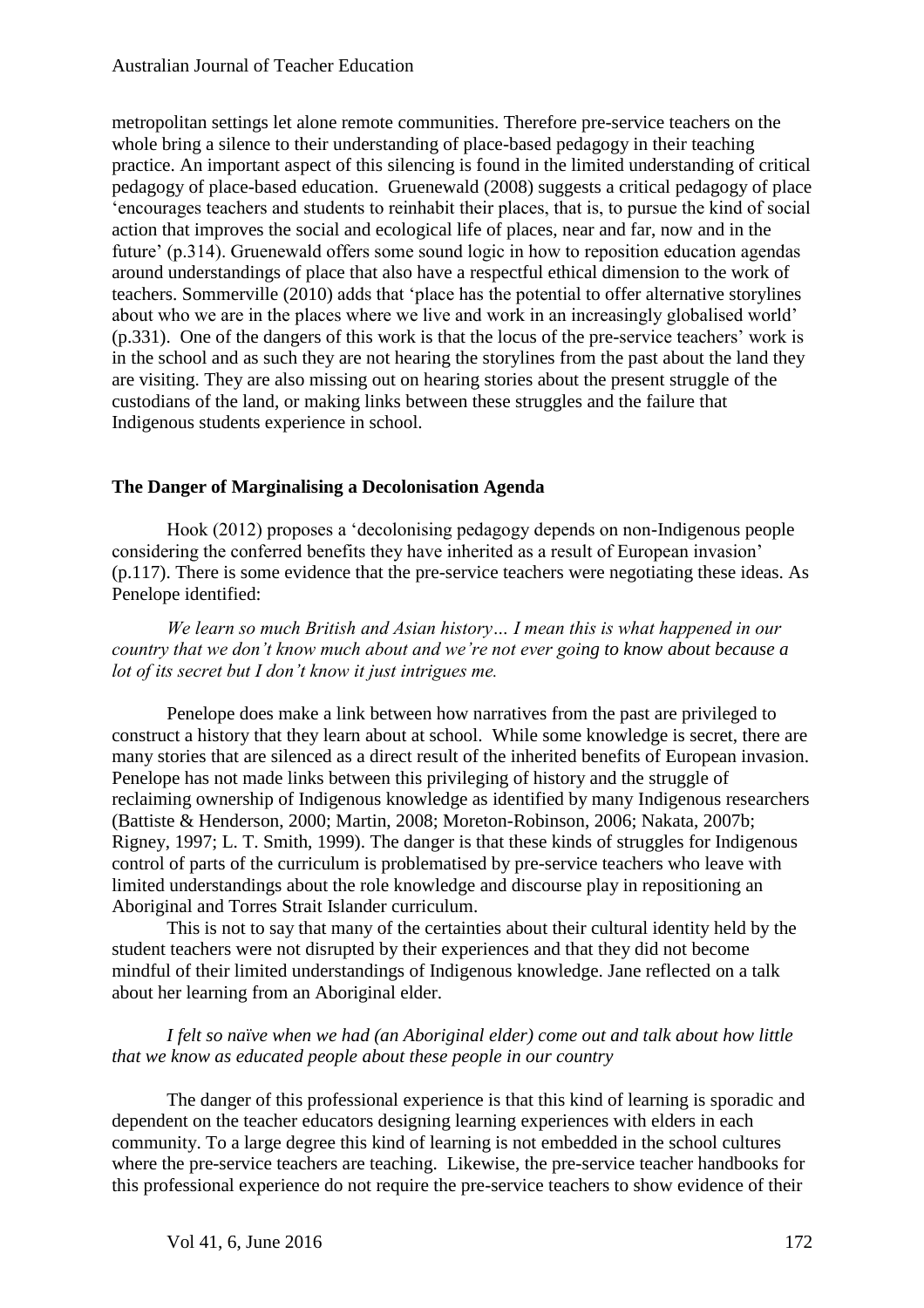metropolitan settings let alone remote communities. Therefore pre-service teachers on the whole bring a silence to their understanding of place-based pedagogy in their teaching practice. An important aspect of this silencing is found in the limited understanding of critical pedagogy of place-based education. Gruenewald (2008) suggests a critical pedagogy of place 'encourages teachers and students to reinhabit their places, that is, to pursue the kind of social action that improves the social and ecological life of places, near and far, now and in the future' (p.314). Gruenewald offers some sound logic in how to reposition education agendas around understandings of place that also have a respectful ethical dimension to the work of teachers. Sommerville (2010) adds that 'place has the potential to offer alternative storylines about who we are in the places where we live and work in an increasingly globalised world' (p.331). One of the dangers of this work is that the locus of the pre-service teachers' work is in the school and as such they are not hearing the storylines from the past about the land they are visiting. They are also missing out on hearing stories about the present struggle of the custodians of the land, or making links between these struggles and the failure that Indigenous students experience in school.

## The Danger of Marginalising a Decolonisation Agenda

Hook (2012) proposes a 'decolonising pedagogy depends on non-Indigenous people considering the conferred benefits they have inherited as a result of European invasion' (p.117). There is some evidence that the pre-service teachers were negotiating these ideas. As Penelope identified:

> *We learn so much British and Asian history… I mean this is what happened in our country that we don't know much about and we're not ever going to know about because a lot of its secret but I don't know it just intrigues me.*

Penelope does make a link between how narratives from the past are privileged to construct a history that they learn about at school. While some knowledge is secret, there are many stories that are silenced as a direct result of the inherited benefits of European invasion. Penelope has not made links between this privileging of history and the struggle of reclaiming ownership of Indigenous knowledge as identified by many Indigenous researchers (Battiste & Henderson, 2000; Martin, 2008; Moreton-Robinson, 2006; Nakata, 2007b; Rigney, 1997; L. T. Smith, 1999). The danger is that these kinds of struggles for Indigenous control of parts of the curriculum is problematised by pre-service teachers who leave with limited understandings about the role knowledge and discourse play in repositioning an Aboriginal and Torres Strait Islander curriculum.

This is not to say that many of the certainties about their cultural identity held by the student teachers were not disrupted by their experiences and that they did not become mindful of their limited understandings of Indigenous knowledge. Jane reflected on a talk about her learning from an Aboriginal elder.

> *I felt so naïve when we had (an Aboriginal elder) come out and talk about how little that we know as educated people about these people in our country*

The danger of this professional experience is that this kind of learning is sporadic and dependent on the teacher educators designing learning experiences with elders in each community. To a large degree this kind of learning is not embedded in the school cultures where the pre-service teachers are teaching. Likewise, the pre-service teacher handbooks for this professional experience do not require the pre-service teachers to show evidence of their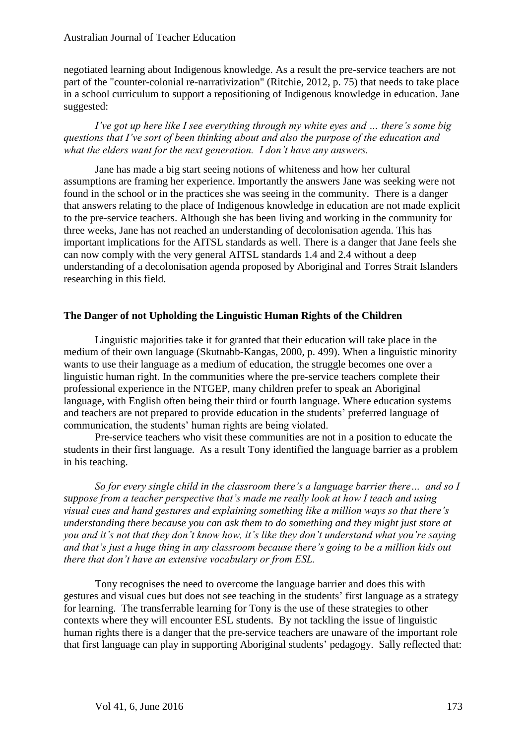negotiated learning about Indigenous knowledge. As a result the pre-service teachers are not part of the "counter-colonial re-narrativization" (Ritchie, 2012, p. 75) that needs to take place in a school curriculum to support a repositioning of Indigenous knowledge in education. Jane suggested:

> *I've got up here like I see everything through my white eyes and … there's some big questions that I've sort of been thinking about and also the purpose of the education and what the elders want for the next generation. I don't have any answers.*

Jane has made a big start seeing notions of whiteness and how her cultural assumptions are framing her experience. Importantly the answers Jane was seeking were not found in the school or in the practices she was seeing in the community. There is a danger that answers relating to the place of Indigenous knowledge in education are not made explicit to the pre-service teachers. Although she has been living and working in the community for three weeks, Jane has not reached an understanding of decolonisation agenda. This has important implications for the AITSL standards as well. There is a danger that Jane feels she can now comply with the very general AITSL standards 1.4 and 2.4 without a deep understanding of a decolonisation agenda proposed by Aboriginal and Torres Strait Islanders researching in this field.

### The Danger of not Upholding the Linguistic Human Rights of the Children

Linguistic majorities take it for granted that their education will take place in the medium of their own language (Skutnabb-Kangas, 2000, p. 499). When a linguistic minority wants to use their language as a medium of education, the struggle becomes one over a linguistic human right. In the communities where the pre-service teachers complete their professional experience in the NTGEP, many children prefer to speak an Aboriginal language, with English often being their third or fourth language. Where education systems and teachers are not prepared to provide education in the students' preferred language of communication, the students' human rights are being violated.

Pre-service teachers who visit these communities are not in a position to educate the students in their first language. As a result Tony identified the language barrier as a problem in his teaching.

> *So for every single child in the classroom there's a language barrier there… and so I suppose from a teacher perspective that's made me really look at how I teach and using visual cues and hand gestures and explaining something like a million ways so that there's understanding there because you can ask them to do something and they might just stare at you and it's not that they don't know how, it's like they don't understand what you're saying and that's just a huge thing in any classroom because there's going to be a million kids out there that don't have an extensive vocabulary or from ESL.*

Tony recognises the need to overcome the language barrier and does this with gestures and visual cues but does not see teaching in the students' first language as a strategy for learning. The transferrable learning for Tony is the use of these strategies to other contexts where they will encounter ESL students. By not tackling the issue of linguistic human rights there is a danger that the pre-service teachers are unaware of the important role that first language can play in supporting Aboriginal students' pedagogy. Sally reflected that: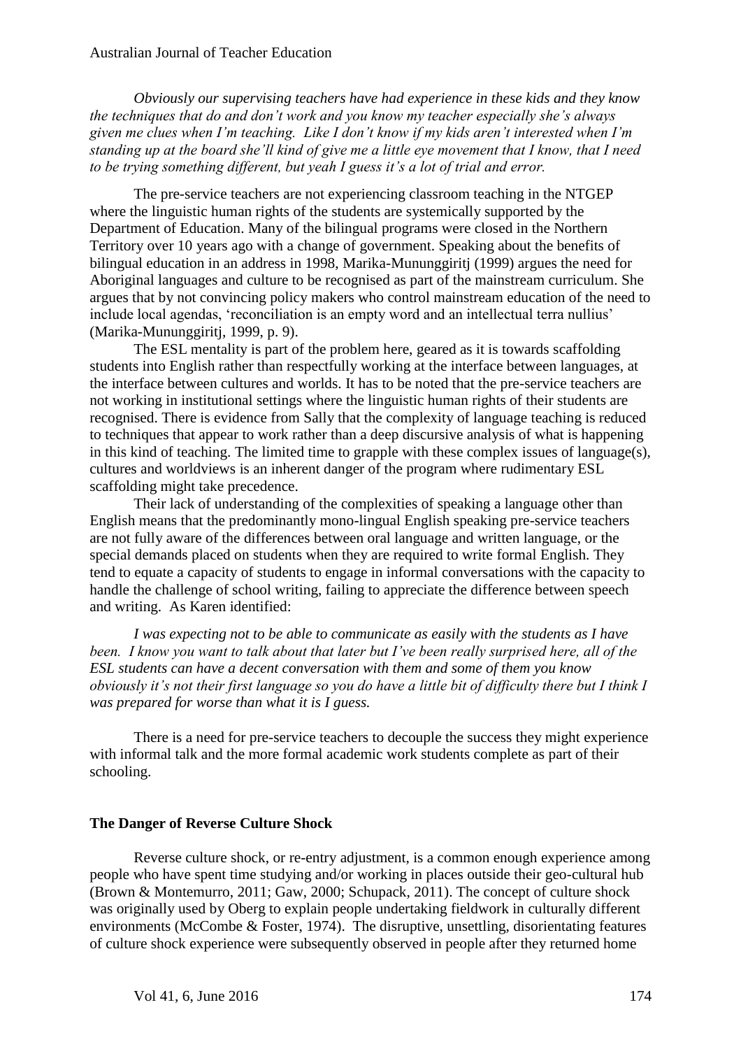*Obviously our supervising teachers have had experience in these kids and they know the techniques that do and don't work and you know my teacher especially she's always given me clues when I'm teaching. Like I don't know if my kids aren't interested when I'm standing up at the board she'll kind of give me a little eye movement that I know, that I need to be trying something different, but yeah I guess it's a lot of trial and error.*

The pre-service teachers are not experiencing classroom teaching in the NTGEP where the linguistic human rights of the students are systemically supported by the Department of Education. Many of the bilingual programs were closed in the Northern Territory over 10 years ago with a change of government. Speaking about the benefits of bilingual education in an address in 1998, Marika-Mununggiritj (1999) argues the need for Aboriginal languages and culture to be recognised as part of the mainstream curriculum. She argues that by not convincing policy makers who control mainstream education of the need to include local agendas, 'reconciliation is an empty word and an intellectual terra nullius' (Marika-Mununggiritj, 1999, p. 9).

The ESL mentality is part of the problem here, geared as it is towards scaffolding students into English rather than respectfully working at the interface between languages, at the interface between cultures and worlds. It has to be noted that the pre-service teachers are not working in institutional settings where the linguistic human rights of their students are recognised. There is evidence from Sally that the complexity of language teaching is reduced to techniques that appear to work rather than a deep discursive analysis of what is happening in this kind of teaching. The limited time to grapple with these complex issues of language(s), cultures and worldviews is an inherent danger of the program where rudimentary ESL scaffolding might take precedence.

Their lack of understanding of the complexities of speaking a language other than English means that the predominantly mono-lingual English speaking pre-service teachers are not fully aware of the differences between oral language and written language, or the special demands placed on students when they are required to write formal English. They tend to equate a capacity of students to engage in informal conversations with the capacity to handle the challenge of school writing, failing to appreciate the difference between speech and writing. As Karen identified:

*I was expecting not to be able to communicate as easily with the students as I have been. I know you want to talk about that later but I've been really surprised here, all of the ESL students can have a decent conversation with them and some of them you know obviously it's not their first language so you do have a little bit of difficulty there but I think I was prepared for worse than what it is I guess.*

There is a need for pre-service teachers to decouple the success they might experience with informal talk and the more formal academic work students complete as part of their schooling.

**The Danger of Reverse Culture Shock**

Reverse culture shock, or re-entry adjustment, is a common enough experience among people who have spent time studying and/or working in places outside their geo-cultural hub (Brown & Montemurro, 2011; Gaw, 2000; Schupack, 2011). The concept of culture shock was originally used by Oberg to explain people undertaking fieldwork in culturally different environments (McCombe & Foster, 1974). The disruptive, unsettling, disorientating features of culture shock experience were subsequently observed in people after they returned home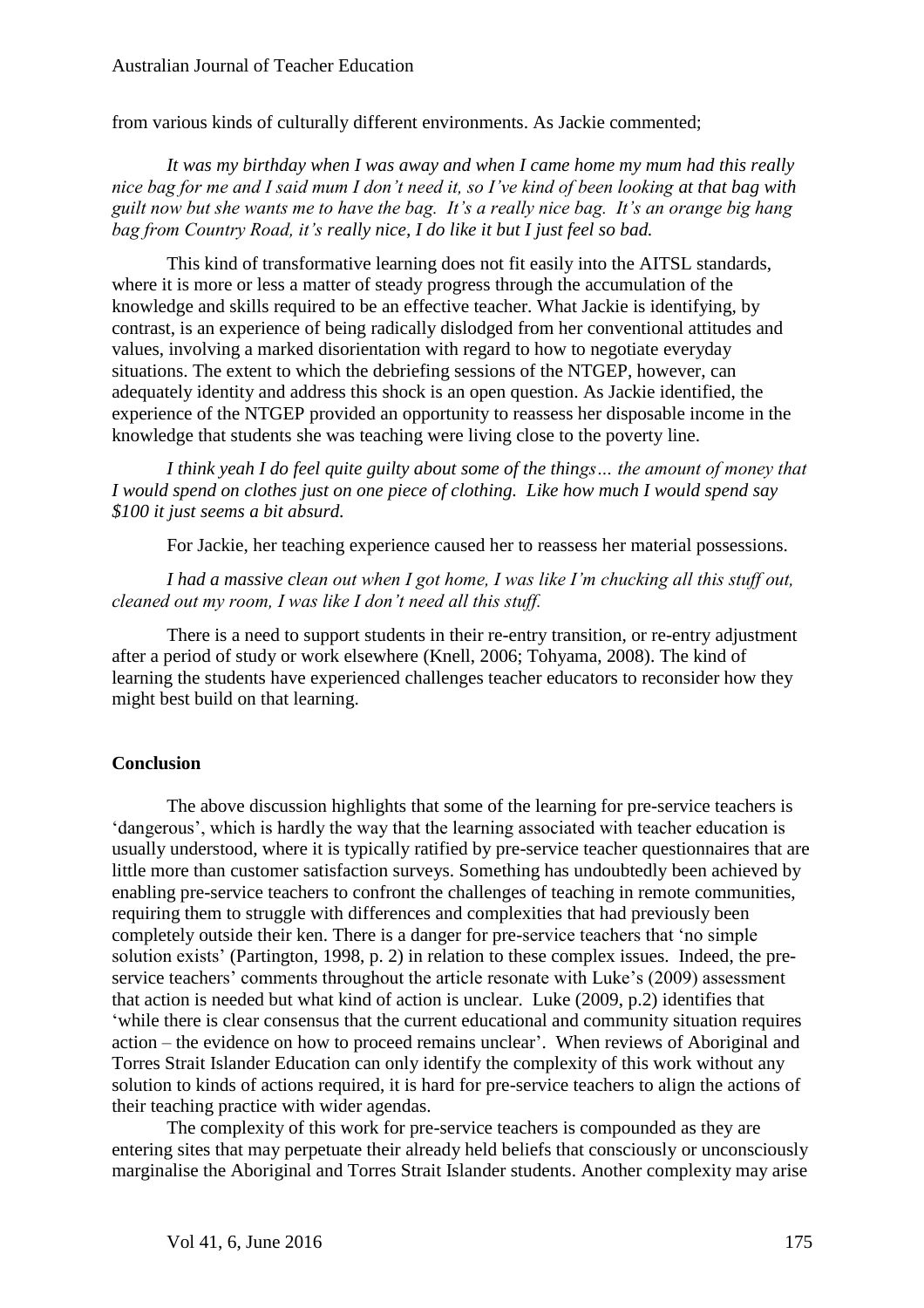from various kinds of culturally different environments. As Jackie commented;

> *It was my birthday when I was away and when I came home my mum had this really nice bag for me and I said mum I don't need it, so I've kind of been looking at that bag with guilt now but she wants me to have the bag. It's a really nice bag. It's an orange big hang bag from Country Road, it's really nice, I do like it but I just feel so bad.*

This kind of transformative learning does not fit easily into the AITSL standards, where it is more or less a matter of steady progress through the accumulation of the knowledge and skills required to be an effective teacher. What Jackie is identifying, by contrast, is an experience of being radically dislodged from her conventional attitudes and values, involving a marked disorientation with regard to how to negotiate everyday situations. The extent to which the debriefing sessions of the NTGEP, however, can adequately identity and address this shock is an open question. As Jackie identified, the experience of the NTGEP provided an opportunity to reassess her disposable income in the knowledge that students she was teaching were living close to the poverty line.

> *I think yeah I do feel quite guilty about some of the things… the amount of money that I would spend on clothes just on one piece of clothing. Like how much I would spend say $100 it just seems a bit absurd.*

For Jackie, her teaching experience caused her to reassess her material possessions.

> *I had a massive clean out when I got home, I was like I'm chucking all this stuff out, cleaned out my room, I was like I don't need all this stuff.*

There is a need to support students in their re-entry transition, or re-entry adjustment after a period of study or work elsewhere (Knell, 2006; Tohyama, 2008). The kind of learning the students have experienced challenges teacher educators to reconsider how they might best build on that learning.

## Conclusion

The above discussion highlights that some of the learning for pre-service teachers is 'dangerous', which is hardly the way that the learning associated with teacher education is usually understood, where it is typically ratified by pre-service teacher questionnaires that are little more than customer satisfaction surveys. Something has undoubtedly been achieved by enabling pre-service teachers to confront the challenges of teaching in remote communities, requiring them to struggle with differences and complexities that had previously been completely outside their ken. There is a danger for pre-service teachers that 'no simple solution exists' (Partington, 1998, p. 2) in relation to these complex issues. Indeed, the pre-service teachers' comments throughout the article resonate with Luke's (2009) assessment that action is needed but what kind of action is unclear. Luke (2009, p.2) identifies that 'while there is clear consensus that the current educational and community situation requires action – the evidence on how to proceed remains unclear'. When reviews of Aboriginal and Torres Strait Islander Education can only identify the complexity of this work without any solution to kinds of actions required, it is hard for pre-service teachers to align the actions of their teaching practice with wider agendas.

The complexity of this work for pre-service teachers is compounded as they are entering sites that may perpetuate their already held beliefs that consciously or unconsciously marginalise the Aboriginal and Torres Strait Islander students. Another complexity may arise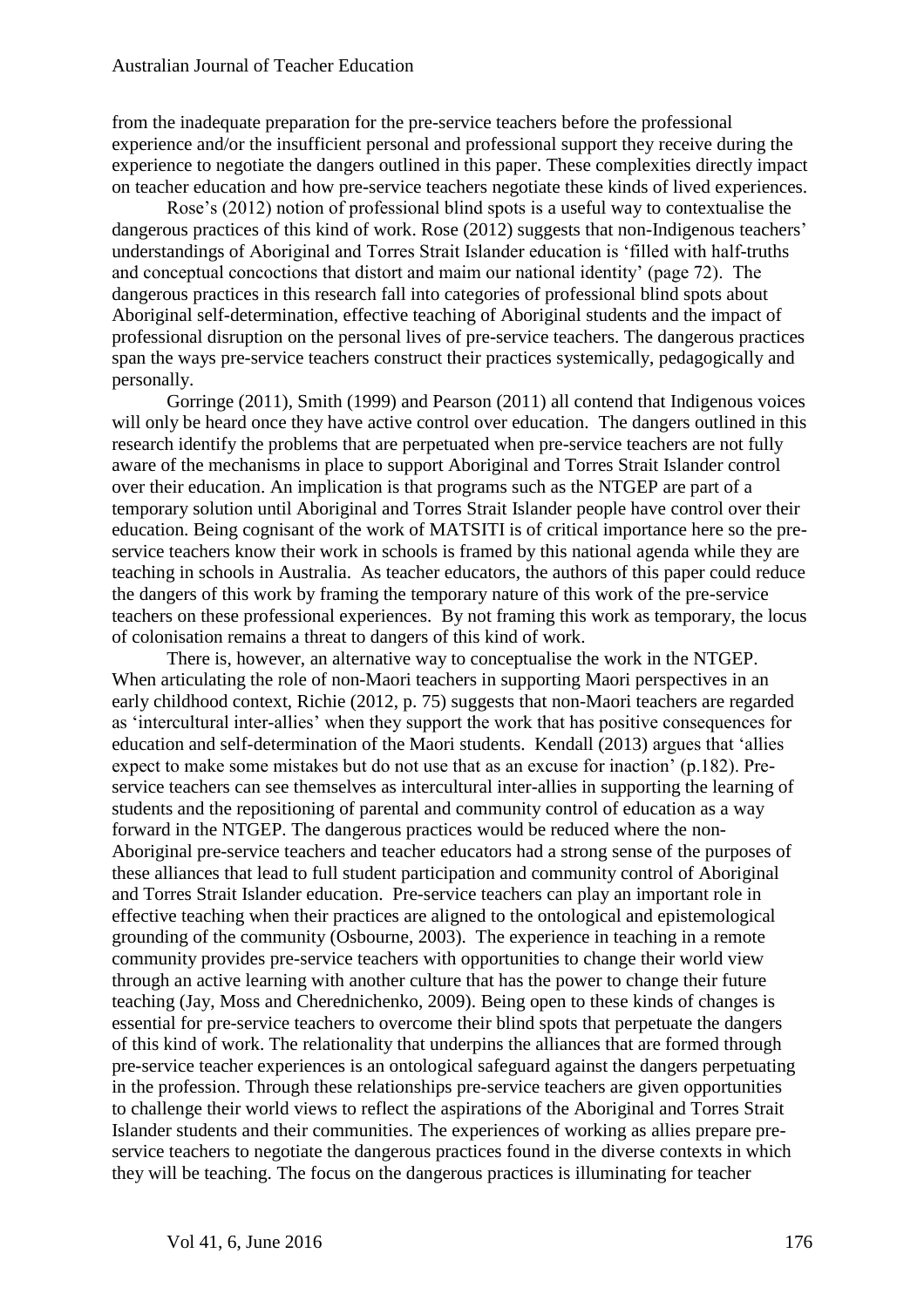from the inadequate preparation for the pre-service teachers before the professional experience and/or the insufficient personal and professional support they receive during the experience to negotiate the dangers outlined in this paper. These complexities directly impact on teacher education and how pre-service teachers negotiate these kinds of lived experiences.

Rose's (2012) notion of professional blind spots is a useful way to contextualise the dangerous practices of this kind of work. Rose (2012) suggests that non-Indigenous teachers' understandings of Aboriginal and Torres Strait Islander education is 'filled with half-truths and conceptual concoctions that distort and maim our national identity' (page 72). The dangerous practices in this research fall into categories of professional blind spots about Aboriginal self-determination, effective teaching of Aboriginal students and the impact of professional disruption on the personal lives of pre-service teachers. The dangerous practices span the ways pre-service teachers construct their practices systemically, pedagogically and personally.

Gorringe (2011), Smith (1999) and Pearson (2011) all contend that Indigenous voices will only be heard once they have active control over education. The dangers outlined in this research identify the problems that are perpetuated when pre-service teachers are not fully aware of the mechanisms in place to support Aboriginal and Torres Strait Islander control over their education. An implication is that programs such as the NTGEP are part of a temporary solution until Aboriginal and Torres Strait Islander people have control over their education. Being cognisant of the work of MATSITI is of critical importance here so the pre-service teachers know their work in schools is framed by this national agenda while they are teaching in schools in Australia. As teacher educators, the authors of this paper could reduce the dangers of this work by framing the temporary nature of this work of the pre-service teachers on these professional experiences. By not framing this work as temporary, the locus of colonisation remains a threat to dangers of this kind of work.

There is, however, an alternative way to conceptualise the work in the NTGEP. When articulating the role of non-Maori teachers in supporting Maori perspectives in an early childhood context, Richie (2012, p. 75) suggests that non-Maori teachers are regarded as 'intercultural inter-allies' when they support the work that has positive consequences for education and self-determination of the Maori students. Kendall (2013) argues that 'allies expect to make some mistakes but do not use that as an excuse for inaction' (p.182). Pre-service teachers can see themselves as intercultural inter-allies in supporting the learning of students and the repositioning of parental and community control of education as a way forward in the NTGEP. The dangerous practices would be reduced where the non-Aboriginal pre-service teachers and teacher educators had a strong sense of the purposes of these alliances that lead to full student participation and community control of Aboriginal and Torres Strait Islander education. Pre-service teachers can play an important role in effective teaching when their practices are aligned to the ontological and epistemological grounding of the community (Osbourne, 2003). The experience in teaching in a remote community provides pre-service teachers with opportunities to change their world view through an active learning with another culture that has the power to change their future teaching (Jay, Moss and Cherednichenko, 2009). Being open to these kinds of changes is essential for pre-service teachers to overcome their blind spots that perpetuate the dangers of this kind of work. The relationality that underpins the alliances that are formed through pre-service teacher experiences is an ontological safeguard against the dangers perpetuating in the profession. Through these relationships pre-service teachers are given opportunities to challenge their world views to reflect the aspirations of the Aboriginal and Torres Strait Islander students and their communities. The experiences of working as allies prepare pre-service teachers to negotiate the dangerous practices found in the diverse contexts in which they will be teaching. The focus on the dangerous practices is illuminating for teacher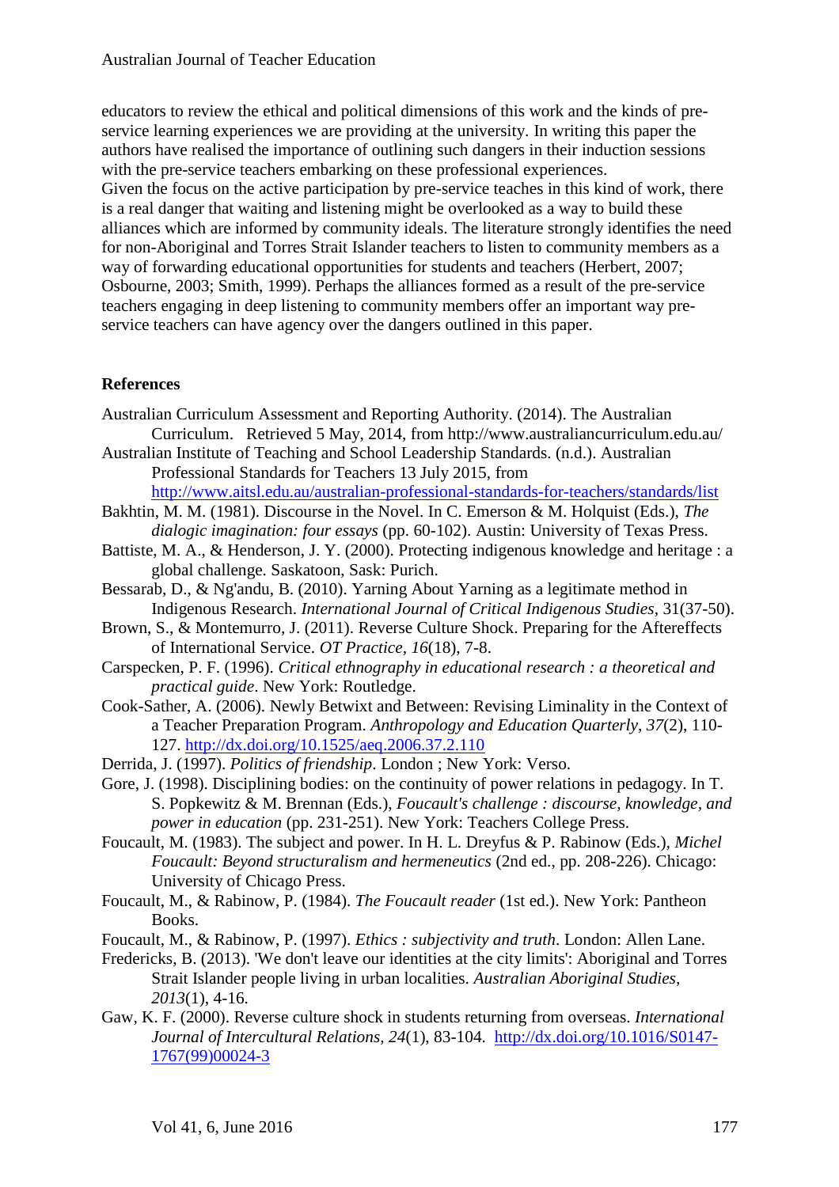educators to review the ethical and political dimensions of this work and the kinds of pre-service learning experiences we are providing at the university. In writing this paper the authors have realised the importance of outlining such dangers in their induction sessions with the pre-service teachers embarking on these professional experiences.
Given the focus on the active participation by pre-service teaches in this kind of work, there is a real danger that waiting and listening might be overlooked as a way to build these alliances which are informed by community ideals. The literature strongly identifies the need for non-Aboriginal and Torres Strait Islander teachers to listen to community members as a way of forwarding educational opportunities for students and teachers (Herbert, 2007; Osbourne, 2003; Smith, 1999). Perhaps the alliances formed as a result of the pre-service teachers engaging in deep listening to community members offer an important way pre-service teachers can have agency over the dangers outlined in this paper.

## References

Australian Curriculum Assessment and Reporting Authority. (2014). The Australian Curriculum. Retrieved 5 May, 2014, from http://www.australiancurriculum.edu.au/

Australian Institute of Teaching and School Leadership Standards. (n.d.). Australian Professional Standards for Teachers 13 July 2015, from http://www.aitsl.edu.au/australian-professional-standards-for-teachers/standards/list

Bakhtin, M. M. (1981). Discourse in the Novel. In C. Emerson & M. Holquist (Eds.), *The dialogic imagination: four essays* (pp. 60-102). Austin: University of Texas Press.

Battiste, M. A., & Henderson, J. Y. (2000). Protecting indigenous knowledge and heritage : a global challenge. Saskatoon, Sask: Purich.

Bessarab, D., & Ng'andu, B. (2010). Yarning About Yarning as a legitimate method in Indigenous Research. *International Journal of Critical Indigenous Studies*, 31(37-50).

Brown, S., & Montemurro, J. (2011). Reverse Culture Shock. Preparing for the Aftereffects of International Service. *OT Practice, 16*(18), 7-8.

Carspecken, P. F. (1996). *Critical ethnography in educational research : a theoretical and practical guide*. New York: Routledge.

Cook-Sather, A. (2006). Newly Betwixt and Between: Revising Liminality in the Context of a Teacher Preparation Program. *Anthropology and Education Quarterly, 37*(2), 110-127. http://dx.doi.org/10.1525/aeq.2006.37.2.110

Derrida, J. (1997). *Politics of friendship*. London ; New York: Verso.

Gore, J. (1998). Disciplining bodies: on the continuity of power relations in pedagogy. In T. S. Popkewitz & M. Brennan (Eds.), *Foucault's challenge : discourse, knowledge, and power in education* (pp. 231-251). New York: Teachers College Press.

Foucault, M. (1983). The subject and power. In H. L. Dreyfus & P. Rabinow (Eds.), *Michel Foucault: Beyond structuralism and hermeneutics* (2nd ed., pp. 208-226). Chicago: University of Chicago Press.

Foucault, M., & Rabinow, P. (1984). *The Foucault reader* (1st ed.). New York: Pantheon Books.

Foucault, M., & Rabinow, P. (1997). *Ethics : subjectivity and truth*. London: Allen Lane.

Fredericks, B. (2013). 'We don't leave our identities at the city limits': Aboriginal and Torres Strait Islander people living in urban localities. *Australian Aboriginal Studies, 2013*(1), 4-16.

Gaw, K. F. (2000). Reverse culture shock in students returning from overseas. *International Journal of Intercultural Relations, 24*(1), 83-104. http://dx.doi.org/10.1016/S0147-1767(99)00024-3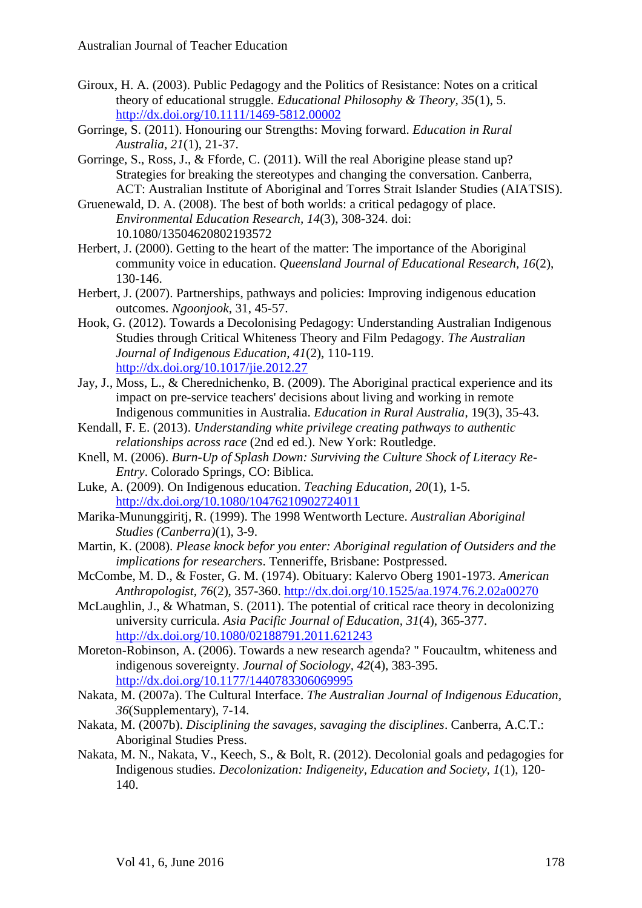Giroux, H. A. (2003). Public Pedagogy and the Politics of Resistance: Notes on a critical theory of educational struggle. *Educational Philosophy & Theory, 35*(1), 5. http://dx.doi.org/10.1111/1469-5812.00002

Gorringe, S. (2011). Honouring our Strengths: Moving forward. *Education in Rural Australia, 21*(1), 21-37.

Gorringe, S., Ross, J., & Fforde, C. (2011). Will the real Aborigine please stand up? Strategies for breaking the stereotypes and changing the conversation. Canberra, ACT: Australian Institute of Aboriginal and Torres Strait Islander Studies (AIATSIS).

Gruenewald, D. A. (2008). The best of both worlds: a critical pedagogy of place. *Environmental Education Research, 14*(3), 308-324. doi: 10.1080/13504620802193572

Herbert, J. (2000). Getting to the heart of the matter: The importance of the Aboriginal community voice in education. *Queensland Journal of Educational Research, 16*(2), 130-146.

Herbert, J. (2007). Partnerships, pathways and policies: Improving indigenous education outcomes. *Ngoonjook*, 31, 45-57.

Hook, G. (2012). Towards a Decolonising Pedagogy: Understanding Australian Indigenous Studies through Critical Whiteness Theory and Film Pedagogy. *The Australian Journal of Indigenous Education, 41*(2), 110-119. http://dx.doi.org/10.1017/jie.2012.27

Jay, J., Moss, L., & Cherednichenko, B. (2009). The Aboriginal practical experience and its impact on pre-service teachers' decisions about living and working in remote Indigenous communities in Australia. *Education in Rural Australia*, 19(3), 35-43.

Kendall, F. E. (2013). *Understanding white privilege creating pathways to authentic relationships across race* (2nd ed ed.). New York: Routledge.

Knell, M. (2006). *Burn-Up of Splash Down: Surviving the Culture Shock of Literacy Re-Entry*. Colorado Springs, CO: Biblica.

Luke, A. (2009). On Indigenous education. *Teaching Education, 20*(1), 1-5. http://dx.doi.org/10.1080/10476210902724011

Marika-Mununggiritj, R. (1999). The 1998 Wentworth Lecture. *Australian Aboriginal Studies (Canberra)*(1), 3-9.

Martin, K. (2008). *Please knock befor you enter: Aboriginal regulation of Outsiders and the implications for researchers*. Tenneriffe, Brisbane: Postpressed.

McCombe, M. D., & Foster, G. M. (1974). Obituary: Kalervo Oberg 1901-1973. *American Anthropologist, 76*(2), 357-360. http://dx.doi.org/10.1525/aa.1974.76.2.02a00270

McLaughlin, J., & Whatman, S. (2011). The potential of critical race theory in decolonizing university curricula. *Asia Pacific Journal of Education, 31*(4), 365-377. http://dx.doi.org/10.1080/02188791.2011.621243

Moreton-Robinson, A. (2006). Towards a new research agenda? " Foucaultm, whiteness and indigenous sovereignty. *Journal of Sociology, 42*(4), 383-395. http://dx.doi.org/10.1177/1440783306069995

Nakata, M. (2007a). The Cultural Interface. *The Australian Journal of Indigenous Education, 36*(Supplementary), 7-14.

Nakata, M. (2007b). *Disciplining the savages, savaging the disciplines*. Canberra, A.C.T.: Aboriginal Studies Press.

Nakata, M. N., Nakata, V., Keech, S., & Bolt, R. (2012). Decolonial goals and pedagogies for Indigenous studies. *Decolonization: Indigeneity, Education and Society, 1*(1), 120-140.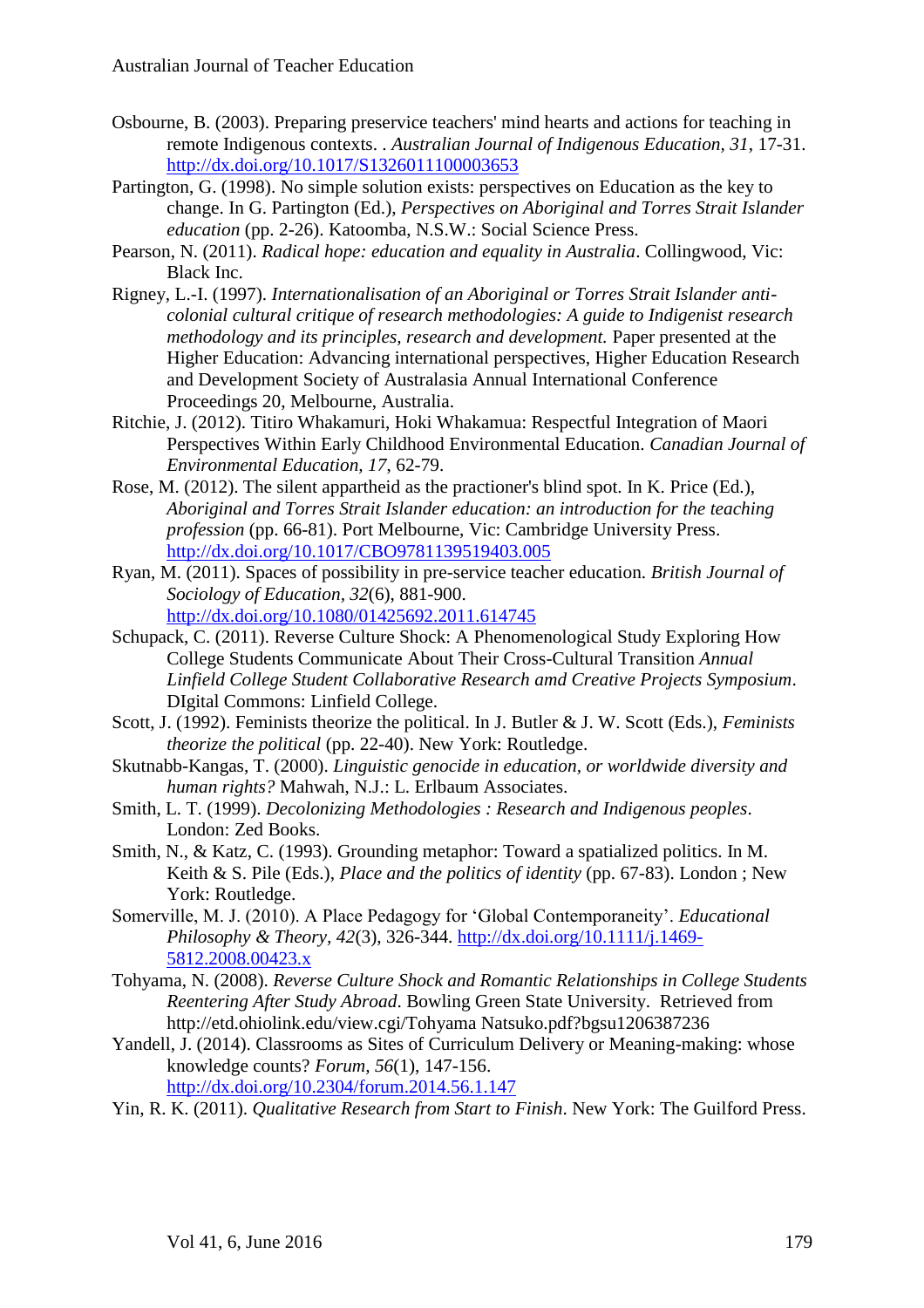Osbourne, B. (2003). Preparing preservice teachers' mind hearts and actions for teaching in remote Indigenous contexts. . *Australian Journal of Indigenous Education, 31*, 17-31. http://dx.doi.org/10.1017/S1326011100003653

Partington, G. (1998). No simple solution exists: perspectives on Education as the key to change. In G. Partington (Ed.), *Perspectives on Aboriginal and Torres Strait Islander education* (pp. 2-26). Katoomba, N.S.W.: Social Science Press.

Pearson, N. (2011). *Radical hope: education and equality in Australia*. Collingwood, Vic: Black Inc.

Rigney, L.-I. (1997). *Internationalisation of an Aboriginal or Torres Strait Islander anti-colonial cultural critique of research methodologies: A guide to Indigenist research methodology and its principles, research and development.* Paper presented at the Higher Education: Advancing international perspectives, Higher Education Research and Development Society of Australasia Annual International Conference Proceedings 20, Melbourne, Australia.

Ritchie, J. (2012). Titiro Whakamuri, Hoki Whakamua: Respectful Integration of Maori Perspectives Within Early Childhood Environmental Education. *Canadian Journal of Environmental Education, 17*, 62-79.

Rose, M. (2012). The silent appartheid as the practioner's blind spot. In K. Price (Ed.), *Aboriginal and Torres Strait Islander education: an introduction for the teaching profession* (pp. 66-81). Port Melbourne, Vic: Cambridge University Press. http://dx.doi.org/10.1017/CBO9781139519403.005

Ryan, M. (2011). Spaces of possibility in pre-service teacher education. *British Journal of Sociology of Education, 32*(6), 881-900. http://dx.doi.org/10.1080/01425692.2011.614745

Schupack, C. (2011). Reverse Culture Shock: A Phenomenological Study Exploring How College Students Communicate About Their Cross-Cultural Transition *Annual Linfield College Student Collaborative Research amd Creative Projects Symposium*. DIgital Commons: Linfield College.

Scott, J. (1992). Feminists theorize the political. In J. Butler & J. W. Scott (Eds.), *Feminists theorize the political* (pp. 22-40). New York: Routledge.

Skutnabb-Kangas, T. (2000). *Linguistic genocide in education, or worldwide diversity and human rights?* Mahwah, N.J.: L. Erlbaum Associates.

Smith, L. T. (1999). *Decolonizing Methodologies : Research and Indigenous peoples*. London: Zed Books.

Smith, N., & Katz, C. (1993). Grounding metaphor: Toward a spatialized politics. In M. Keith & S. Pile (Eds.), *Place and the politics of identity* (pp. 67-83). London ; New York: Routledge.

Somerville, M. J. (2010). A Place Pedagogy for 'Global Contemporaneity'. *Educational Philosophy & Theory, 42*(3), 326-344. http://dx.doi.org/10.1111/j.1469-5812.2008.00423.x

Tohyama, N. (2008). *Reverse Culture Shock and Romantic Relationships in College Students Reentering After Study Abroad*. Bowling Green State University. Retrieved from http://etd.ohiolink.edu/view.cgi/Tohyama Natsuko.pdf?bgsu1206387236

Yandell, J. (2014). Classrooms as Sites of Curriculum Delivery or Meaning-making: whose knowledge counts? *Forum, 56*(1), 147-156. http://dx.doi.org/10.2304/forum.2014.56.1.147

Yin, R. K. (2011). *Qualitative Research from Start to Finish*. New York: The Guilford Press.